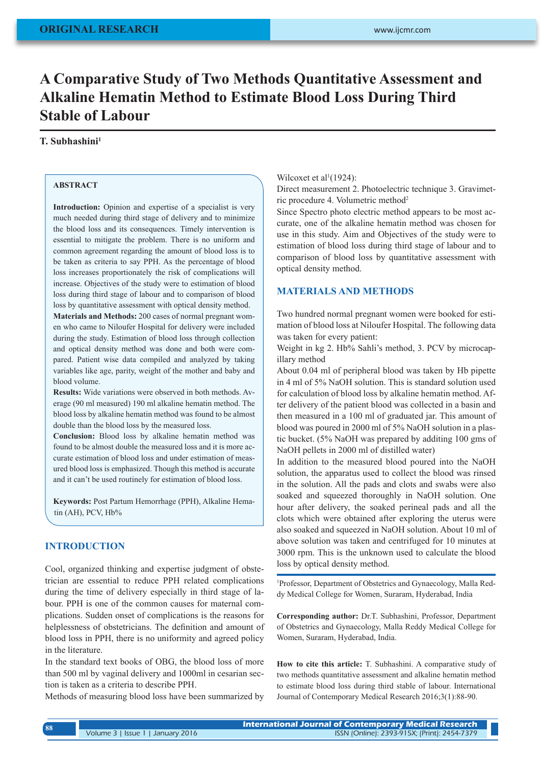ORIGINAL RESEARCH

# A Comparative Study of Two Methods Quantitative Assessment and Alkaline Hematin Method to Estimate Blood Loss During Third Stable of Labour

**T. Subhashini**[1]

## ABSTRACT

**Introduction:** Opinion and expertise of a specialist is very much needed during third stage of delivery and to minimize the blood loss and its consequences. Timely intervention is essential to mitigate the problem. There is no uniform and common agreement regarding the amount of blood loss is to be taken as criteria to say PPH. As the percentage of blood loss increases proportionately the risk of complications will increase. Objectives of the study were to estimation of blood loss during third stage of labour and to comparison of blood loss by quantitative assessment with optical density method.

**Materials and Methods:** 200 cases of normal pregnant women who came to Niloufer Hospital for delivery were included during the study. Estimation of blood loss through collection and optical density method was done and both were compared. Patient wise data compiled and analyzed by taking variables like age, parity, weight of the mother and baby and blood volume.

**Results:** Wide variations were observed in both methods. Average (90 ml measured) 190 ml alkaline hematin method. The blood loss by alkaline hematin method was found to be almost double than the blood loss by the measured loss.

**Conclusion:** Blood loss by alkaline hematin method was found to be almost double the measured loss and it is more accurate estimation of blood loss and under estimation of measured blood loss is emphasized. Though this method is accurate and it can't be used routinely for estimation of blood loss.

**Keywords:** Post Partum Hemorrhage (PPH), Alkaline Hematin (AH), PCV, Hb%

## INTRODUCTION

Cool, organized thinking and expertise judgment of obstetrician are essential to reduce PPH related complications during the time of delivery especially in third stage of labour. PPH is one of the common causes for maternal complications. Sudden onset of complications is the reasons for helplessness of obstetricians. The definition and amount of blood loss in PPH, there is no uniformity and agreed policy in the literature.

In the standard text books of OBG, the blood loss of more than 500 ml by vaginal delivery and 1000ml in cesarian section is taken as a criteria to describe PPH.

Methods of measuring blood loss have been summarized by Wilcoxet et al[1](1924):

Direct measurement 2. Photoelectric technique 3. Gravimetric procedure 4. Volumetric method[2]

Since Spectro photo electric method appears to be most accurate, one of the alkaline hematin method was chosen for use in this study. Aim and Objectives of the study were to estimation of blood loss during third stage of labour and to comparison of blood loss by quantitative assessment with optical density method.

## MATERIALS AND METHODS

Two hundred normal pregnant women were booked for estimation of blood loss at Niloufer Hospital. The following data was taken for every patient:

Weight in kg 2. Hb% Sahli's method, 3. PCV by microcapillary method

About 0.04 ml of peripheral blood was taken by Hb pipette in 4 ml of 5% NaOH solution. This is standard solution used for calculation of blood loss by alkaline hematin method. After delivery of the patient blood was collected in a basin and then measured in a 100 ml of graduated jar. This amount of blood was poured in 2000 ml of 5% NaOH solution in a plastic bucket. (5% NaOH was prepared by additing 100 gms of NaOH pellets in 2000 ml of distilled water)

In addition to the measured blood poured into the NaOH solution, the apparatus used to collect the blood was rinsed in the solution. All the pads and clots and swabs were also soaked and squeezed thoroughly in NaOH solution. One hour after delivery, the soaked perineal pads and all the clots which were obtained after exploring the uterus were also soaked and squeezed in NaOH solution. About 10 ml of above solution was taken and centrifuged for 10 minutes at 3000 rpm. This is the unknown used to calculate the blood loss by optical density method.

[1]Professor, Department of Obstetrics and Gynaecology, Malla Reddy Medical College for Women, Suraram, Hyderabad, India

**Corresponding author:** Dr.T. Subhashini, Professor, Department of Obstetrics and Gynaecology, Malla Reddy Medical College for Women, Suraram, Hyderabad, India.

**How to cite this article:** T. Subhashini. A comparative study of two methods quantitative assessment and alkaline hematin method to estimate blood loss during third stable of labour. International Journal of Contemporary Medical Research 2016;3(1):88-90.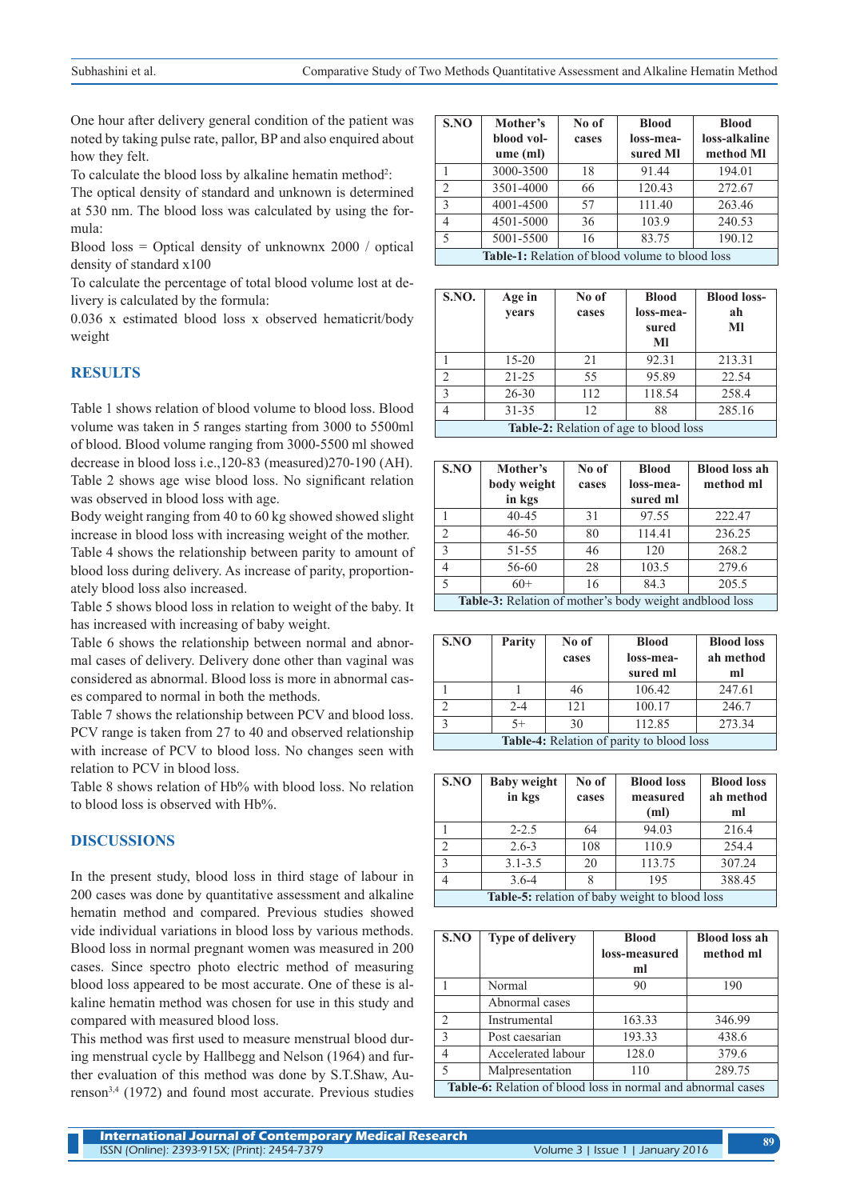One hour after delivery general condition of the patient was noted by taking pulse rate, pallor, BP and also enquired about how they felt.

To calculate the blood loss by alkaline hematin method[2]:

The optical density of standard and unknown is determined at 530 nm. The blood loss was calculated by using the formula:

Blood loss = Optical density of unknownx 2000 / optical density of standard x100

To calculate the percentage of total blood volume lost at delivery is calculated by the formula:

0.036 x estimated blood loss x observed hematicrit/body weight

## RESULTS

Table 1 shows relation of blood volume to blood loss. Blood volume was taken in 5 ranges starting from 3000 to 5500ml of blood. Blood volume ranging from 3000-5500 ml showed decrease in blood loss i.e.,120-83 (measured)270-190 (AH).

Table 2 shows age wise blood loss. No significant relation was observed in blood loss with age.

Body weight ranging from 40 to 60 kg showed showed slight increase in blood loss with increasing weight of the mother.

Table 4 shows the relationship between parity to amount of blood loss during delivery. As increase of parity, proportionately blood loss also increased.

Table 5 shows blood loss in relation to weight of the baby. It has increased with increasing of baby weight.

Table 6 shows the relationship between normal and abnormal cases of delivery. Delivery done other than vaginal was considered as abnormal. Blood loss is more in abnormal cases compared to normal in both the methods.

Table 7 shows the relationship between PCV and blood loss. PCV range is taken from 27 to 40 and observed relationship with increase of PCV to blood loss. No changes seen with relation to PCV in blood loss.

Table 8 shows relation of Hb% with blood loss. No relation to blood loss is observed with Hb%.

## DISCUSSIONS

In the present study, blood loss in third stage of labour in 200 cases was done by quantitative assessment and alkaline hematin method and compared. Previous studies showed vide individual variations in blood loss by various methods. Blood loss in normal pregnant women was measured in 200 cases. Since spectro photo electric method of measuring blood loss appeared to be most accurate. One of these is alkaline hematin method was chosen for use in this study and compared with measured blood loss.

This method was first used to measure menstrual blood during menstrual cycle by Hallbegg and Nelson (1964) and further evaluation of this method was done by S.T.Shaw, Aurenson[3,4] (1972) and found most accurate. Previous studies

| S.NO | Mother's blood volume (ml) | No of cases | Blood loss-measured Ml | Blood loss-alkaline method Ml |
|---|---|---|---|---|
| 1 | 3000-3500 | 18 | 91.44 | 194.01 |
| 2 | 3501-4000 | 66 | 120.43 | 272.67 |
| 3 | 4001-4500 | 57 | 111.40 | 263.46 |
| 4 | 4501-5000 | 36 | 103.9 | 240.53 |
| 5 | 5001-5500 | 16 | 83.75 | 190.12 |

**Table-1:** Relation of blood volume to blood loss

| S.NO. | Age in years | No of cases | Blood loss-measured Ml | Blood loss-ah Ml |
|---|---|---|---|---|
| 1 | 15-20 | 21 | 92.31 | 213.31 |
| 2 | 21-25 | 55 | 95.89 | 22.54 |
| 3 | 26-30 | 112 | 118.54 | 258.4 |
| 4 | 31-35 | 12 | 88 | 285.16 |

**Table-2:** Relation of age to blood loss

| S.NO | Mother's body weight in kgs | No of cases | Blood loss-measured ml | Blood loss ah method ml |
|---|---|---|---|---|
| 1 | 40-45 | 31 | 97.55 | 222.47 |
| 2 | 46-50 | 80 | 114.41 | 236.25 |
| 3 | 51-55 | 46 | 120 | 268.2 |
| 4 | 56-60 | 28 | 103.5 | 279.6 |
| 5 | 60+ | 16 | 84.3 | 205.5 |

**Table-3:** Relation of mother's body weight andblood loss

| S.NO | Parity | No of cases | Blood loss-measured ml | Blood loss ah method ml |
|---|---|---|---|---|
| 1 | 1 | 46 | 106.42 | 247.61 |
| 2 | 2-4 | 121 | 100.17 | 246.7 |
| 3 | 5+ | 30 | 112.85 | 273.34 |

**Table-4:** Relation of parity to blood loss

| S.NO | Baby weight in kgs | No of cases | Blood loss measured (ml) | Blood loss ah method ml |
|---|---|---|---|---|
| 1 | 2-2.5 | 64 | 94.03 | 216.4 |
| 2 | 2.6-3 | 108 | 110.9 | 254.4 |
| 3 | 3.1-3.5 | 20 | 113.75 | 307.24 |
| 4 | 3.6-4 | 8 | 195 | 388.45 |

**Table-5:** relation of baby weight to blood loss

| S.NO | Type of delivery | Blood loss-measured ml | Blood loss ah method ml |
|---|---|---|---|
| 1 | Normal | 90 | 190 |
| | Abnormal cases | | |
| 2 | Instrumental | 163.33 | 346.99 |
| 3 | Post caesarian | 193.33 | 438.6 |
| 4 | Accelerated labour | 128.0 | 379.6 |
| 5 | Malpresentation | 110 | 289.75 |

**Table-6:** Relation of blood loss in normal and abnormal cases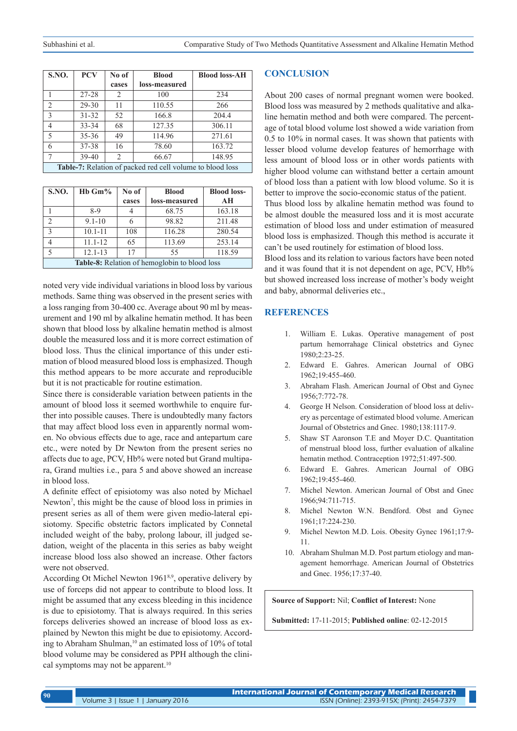| S.NO. | PCV | No of cases | Blood loss-measured | Blood loss-AH |
|---|---|---|---|---|
| 1 | 27-28 | 2 | 100 | 234 |
| 2 | 29-30 | 11 | 110.55 | 266 |
| 3 | 31-32 | 52 | 166.8 | 204.4 |
| 4 | 33-34 | 68 | 127.35 | 306.11 |
| 5 | 35-36 | 49 | 114.96 | 271.61 |
| 6 | 37-38 | 16 | 78.60 | 163.72 |
| 7 | 39-40 | 2 | 66.67 | 148.95 |

**Table-7:** Relation of packed red cell volume to blood loss

| S.NO. | Hb Gm% | No of cases | Blood loss-measured | Blood loss-AH |
|---|---|---|---|---|
| 1 | 8-9 | 4 | 68.75 | 163.18 |
| 2 | 9.1-10 | 6 | 98.82 | 211.48 |
| 3 | 10.1-11 | 108 | 116.28 | 280.54 |
| 4 | 11.1-12 | 65 | 113.69 | 253.14 |
| 5 | 12.1-13 | 17 | 55 | 118.59 |

**Table-8:** Relation of hemoglobin to blood loss

noted very vide individual variations in blood loss by various methods. Same thing was observed in the present series with a loss ranging from 30-400 cc. Average about 90 ml by measurement and 190 ml by alkaline hematin method. It has been shown that blood loss by alkaline hematin method is almost double the measured loss and it is more correct estimation of blood loss. Thus the clinical importance of this under estimation of blood measured blood loss is emphasized. Though this method appears to be more accurate and reproducible but it is not practicable for routine estimation.

Since there is considerable variation between patients in the amount of blood loss it seemed worthwhile to enquire further into possible causes. There is undoubtedly many factors that may affect blood loss even in apparently normal women. No obvious effects due to age, race and antepartum care etc., were noted by Dr Newton from the present series no affects due to age, PCV, Hb% were noted but Grand multipara, Grand multies i.e., para 5 and above showed an increase in blood loss.

A definite effect of episiotomy was also noted by Michael Newton[7], this might be the cause of blood loss in primies in present series as all of them were given medio-lateral episiotomy. Specific obstetric factors implicated by Connetal included weight of the baby, prolong labour, ill judged sedation, weight of the placenta in this series as baby weight increase blood loss also showed an increase. Other factors were not observed.

According Ot Michel Newton 1961[8,9], operative delivery by use of forceps did not appear to contribute to blood loss. It might be assumed that any excess bleeding in this incidence is due to episiotomy. That is always required. In this series forceps deliveries showed an increase of blood loss as explained by Newton this might be due to episiotomy. According to Abraham Shulman,[10] an estimated loss of 10% of total blood volume may be considered as PPH although the clinical symptoms may not be apparent.[10]

## CONCLUSION

About 200 cases of normal pregnant women were booked. Blood loss was measured by 2 methods qualitative and alkaline hematin method and both were compared. The percentage of total blood volume lost showed a wide variation from 0.5 to 10% in normal cases. It was shown that patients with lesser blood volume develop features of hemorrhage with less amount of blood loss or in other words patients with higher blood volume can withstand better a certain amount of blood loss than a patient with low blood volume. So it is better to improve the socio-economic status of the patient.

Thus blood loss by alkaline hematin method was found to be almost double the measured loss and it is most accurate estimation of blood loss and under estimation of measured blood loss is emphasized. Though this method is accurate it can't be used routinely for estimation of blood loss.

Blood loss and its relation to various factors have been noted and it was found that it is not dependent on age, PCV, Hb% but showed increased loss increase of mother's body weight and baby, abnormal deliveries etc.,

## REFERENCES

1. William E. Lukas. Operative management of post partum hemorrhage Clinical obstetrics and Gynec 1980;2:23-25.
2. Edward E. Gahres. American Journal of OBG 1962;19:455-460.
3. Abraham Flash. American Journal of Obst and Gynec 1956;7:772-78.
4. George H Nelson. Consideration of blood loss at delivery as percentage of estimated blood volume. American Journal of Obstetrics and Gnec. 1980;138:1117-9.
5. Shaw ST Aaronson T.E and Moyer D.C. Quantitation of menstrual blood loss, further evaluation of alkaline hematin method. Contraception 1972;51:497-500.
6. Edward E. Gahres. American Journal of OBG 1962;19:455-460.
7. Michel Newton. American Journal of Obst and Gnec 1966;94:711-715.
8. Michel Newton W.N. Bendford. Obst and Gynec 1961;17:224-230.
9. Michel Newton M.D. Lois. Obesity Gynec 1961;17:9-11.
10. Abraham Shulman M.D. Post partum etiology and management hemorrhage. American Journal of Obstetrics and Gnec. 1956;17:37-40.

**Source of Support:** Nil; **Conflict of Interest:** None

**Submitted:** 17-11-2015; **Published online**: 02-12-2015